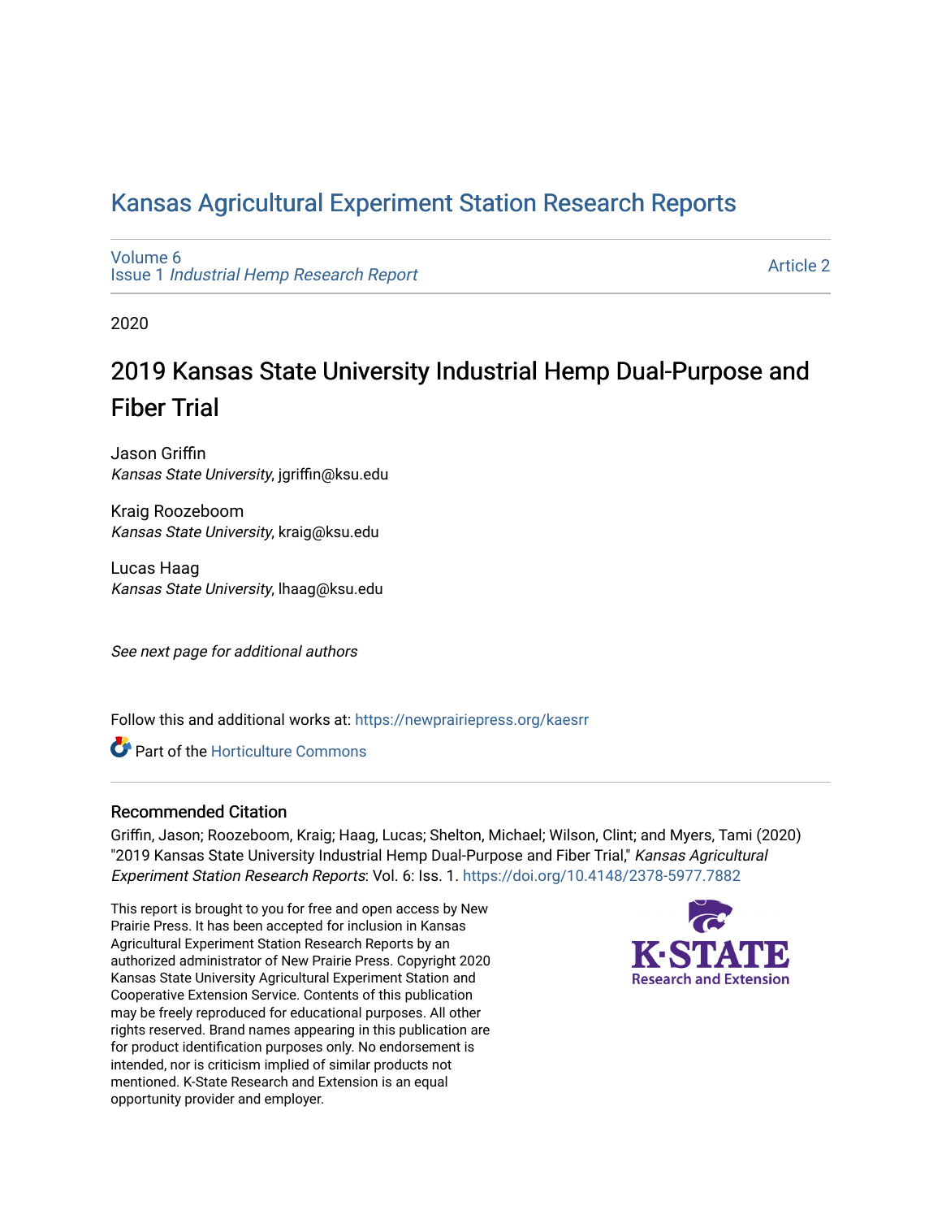Kansas Agricultural Experiment Station Research Reports

Volume 6
Issue 1 *Industrial Hemp Research Report*

Article 2

2020

# 2019 Kansas State University Industrial Hemp Dual-Purpose and Fiber Trial

Jason Griffin
*Kansas State University*, jgriffin@ksu.edu

Kraig Roozeboom
*Kansas State University*, kraig@ksu.edu

Lucas Haag
*Kansas State University*, lhaag@ksu.edu

*See next page for additional authors*

Follow this and additional works at: https://newprairiepress.org/kaesrr

Part of the Horticulture Commons

## Recommended Citation

Griffin, Jason; Roozeboom, Kraig; Haag, Lucas; Shelton, Michael; Wilson, Clint; and Myers, Tami (2020) "2019 Kansas State University Industrial Hemp Dual-Purpose and Fiber Trial," *Kansas Agricultural Experiment Station Research Reports*: Vol. 6: Iss. 1. https://doi.org/10.4148/2378-5977.7882

This report is brought to you for free and open access by New Prairie Press. It has been accepted for inclusion in Kansas Agricultural Experiment Station Research Reports by an authorized administrator of New Prairie Press. Copyright 2020 Kansas State University Agricultural Experiment Station and Cooperative Extension Service. Contents of this publication may be freely reproduced for educational purposes. All other rights reserved. Brand names appearing in this publication are for product identification purposes only. No endorsement is intended, nor is criticism implied of similar products not mentioned. K-State Research and Extension is an equal opportunity provider and employer.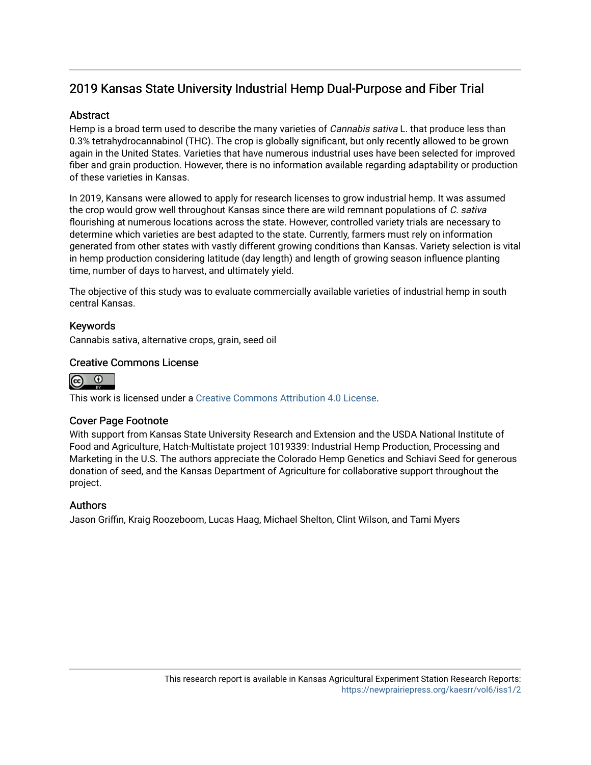# 2019 Kansas State University Industrial Hemp Dual-Purpose and Fiber Trial

## Abstract

Hemp is a broad term used to describe the many varieties of *Cannabis sativa* L. that produce less than 0.3% tetrahydrocannabinol (THC). The crop is globally significant, but only recently allowed to be grown again in the United States. Varieties that have numerous industrial uses have been selected for improved fiber and grain production. However, there is no information available regarding adaptability or production of these varieties in Kansas.

In 2019, Kansans were allowed to apply for research licenses to grow industrial hemp. It was assumed the crop would grow well throughout Kansas since there are wild remnant populations of *C. sativa* flourishing at numerous locations across the state. However, controlled variety trials are necessary to determine which varieties are best adapted to the state. Currently, farmers must rely on information generated from other states with vastly different growing conditions than Kansas. Variety selection is vital in hemp production considering latitude (day length) and length of growing season influence planting time, number of days to harvest, and ultimately yield.

The objective of this study was to evaluate commercially available varieties of industrial hemp in south central Kansas.

## Keywords

Cannabis sativa, alternative crops, grain, seed oil

## Creative Commons License

This work is licensed under a Creative Commons Attribution 4.0 License.

## Cover Page Footnote

With support from Kansas State University Research and Extension and the USDA National Institute of Food and Agriculture, Hatch-Multistate project 1019339: Industrial Hemp Production, Processing and Marketing in the U.S. The authors appreciate the Colorado Hemp Genetics and Schiavi Seed for generous donation of seed, and the Kansas Department of Agriculture for collaborative support throughout the project.

## Authors

Jason Griffin, Kraig Roozeboom, Lucas Haag, Michael Shelton, Clint Wilson, and Tami Myers

This research report is available in Kansas Agricultural Experiment Station Research Reports: https://newprairiepress.org/kaesrr/vol6/iss1/2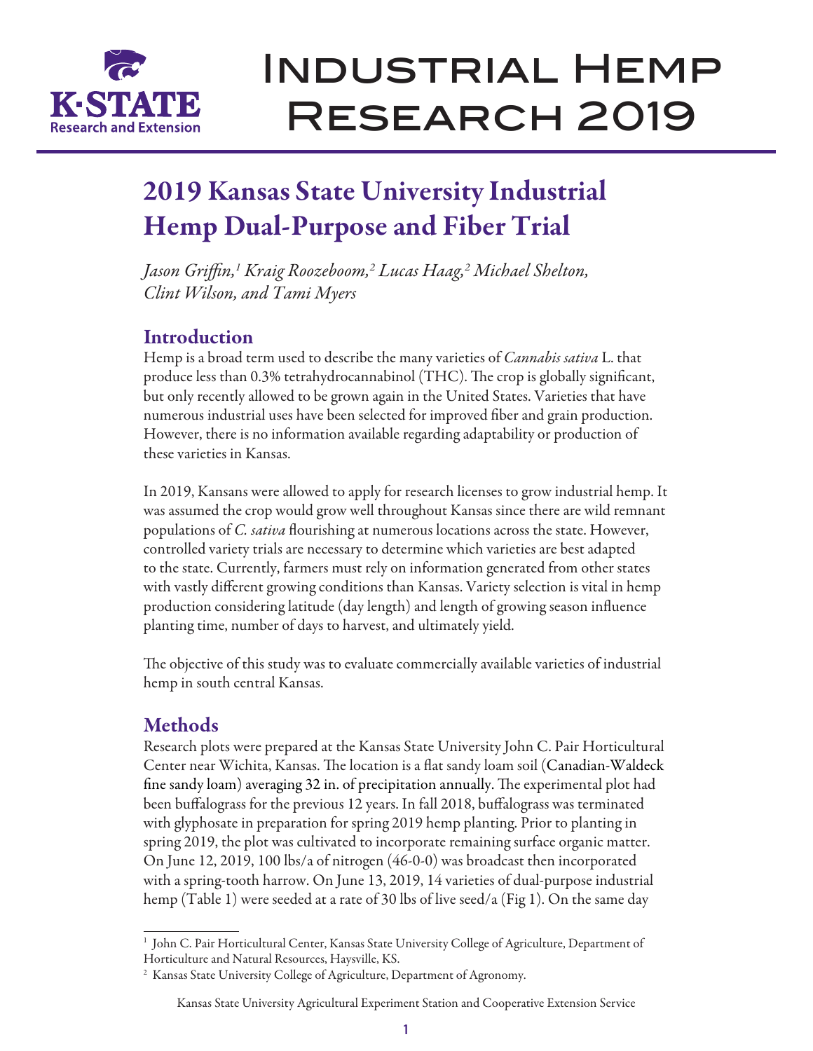# Industrial Hemp Research 2019

## 2019 Kansas State University Industrial Hemp Dual-Purpose and Fiber Trial

*Jason Griffin,[1] Kraig Roozeboom,[2] Lucas Haag,[2] Michael Shelton, Clint Wilson, and Tami Myers*

### Introduction

Hemp is a broad term used to describe the many varieties of *Cannabis sativa* L. that produce less than 0.3% tetrahydrocannabinol (THC). The crop is globally significant, but only recently allowed to be grown again in the United States. Varieties that have numerous industrial uses have been selected for improved fiber and grain production. However, there is no information available regarding adaptability or production of these varieties in Kansas.

In 2019, Kansans were allowed to apply for research licenses to grow industrial hemp. It was assumed the crop would grow well throughout Kansas since there are wild remnant populations of *C. sativa* flourishing at numerous locations across the state. However, controlled variety trials are necessary to determine which varieties are best adapted to the state. Currently, farmers must rely on information generated from other states with vastly different growing conditions than Kansas. Variety selection is vital in hemp production considering latitude (day length) and length of growing season influence planting time, number of days to harvest, and ultimately yield.

The objective of this study was to evaluate commercially available varieties of industrial hemp in south central Kansas.

### Methods

Research plots were prepared at the Kansas State University John C. Pair Horticultural Center near Wichita, Kansas. The location is a flat sandy loam soil (Canadian-Waldeck fine sandy loam) averaging 32 in. of precipitation annually. The experimental plot had been buffalograss for the previous 12 years. In fall 2018, buffalograss was terminated with glyphosate in preparation for spring 2019 hemp planting. Prior to planting in spring 2019, the plot was cultivated to incorporate remaining surface organic matter. On June 12, 2019, 100 lbs/a of nitrogen (46-0-0) was broadcast then incorporated with a spring-tooth harrow. On June 13, 2019, 14 varieties of dual-purpose industrial hemp (Table 1) were seeded at a rate of 30 lbs of live seed/a (Fig 1). On the same day

[1] John C. Pair Horticultural Center, Kansas State University College of Agriculture, Department of Horticulture and Natural Resources, Haysville, KS.

[2] Kansas State University College of Agriculture, Department of Agronomy.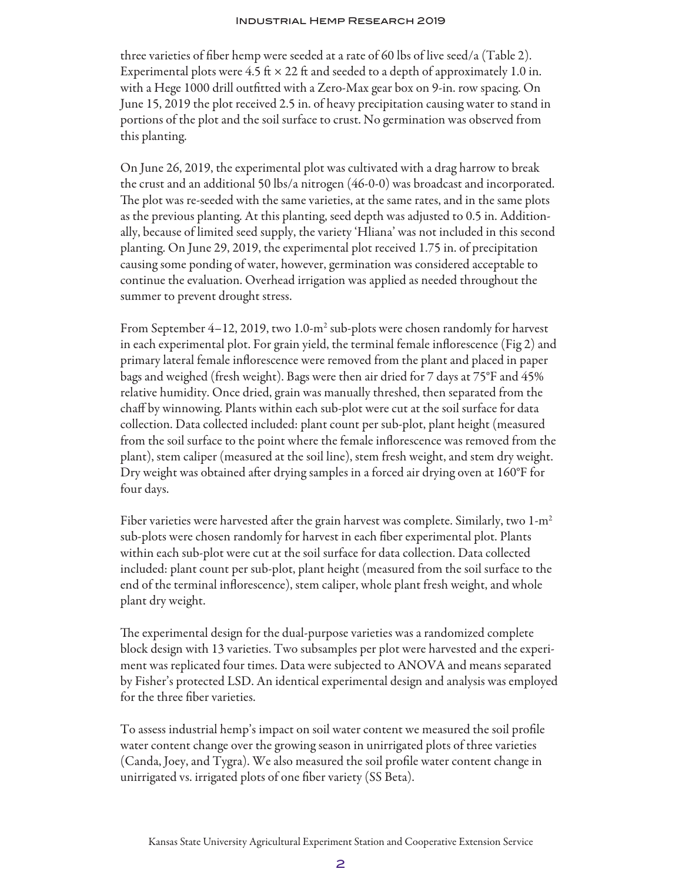three varieties of fiber hemp were seeded at a rate of 60 lbs of live seed/a (Table 2). Experimental plots were 4.5 ft × 22 ft and seeded to a depth of approximately 1.0 in. with a Hege 1000 drill outfitted with a Zero-Max gear box on 9-in. row spacing. On June 15, 2019 the plot received 2.5 in. of heavy precipitation causing water to stand in portions of the plot and the soil surface to crust. No germination was observed from this planting.

On June 26, 2019, the experimental plot was cultivated with a drag harrow to break the crust and an additional 50 lbs/a nitrogen (46-0-0) was broadcast and incorporated. The plot was re-seeded with the same varieties, at the same rates, and in the same plots as the previous planting. At this planting, seed depth was adjusted to 0.5 in. Additionally, because of limited seed supply, the variety 'Hliana' was not included in this second planting. On June 29, 2019, the experimental plot received 1.75 in. of precipitation causing some ponding of water, however, germination was considered acceptable to continue the evaluation. Overhead irrigation was applied as needed throughout the summer to prevent drought stress.

From September 4–12, 2019, two 1.0-$m^2$ sub-plots were chosen randomly for harvest in each experimental plot. For grain yield, the terminal female inflorescence (Fig 2) and primary lateral female inflorescence were removed from the plant and placed in paper bags and weighed (fresh weight). Bags were then air dried for 7 days at 75°F and 45% relative humidity. Once dried, grain was manually threshed, then separated from the chaff by winnowing. Plants within each sub-plot were cut at the soil surface for data collection. Data collected included: plant count per sub-plot, plant height (measured from the soil surface to the point where the female inflorescence was removed from the plant), stem caliper (measured at the soil line), stem fresh weight, and stem dry weight. Dry weight was obtained after drying samples in a forced air drying oven at 160°F for four days.

Fiber varieties were harvested after the grain harvest was complete. Similarly, two 1-$m^2$ sub-plots were chosen randomly for harvest in each fiber experimental plot. Plants within each sub-plot were cut at the soil surface for data collection. Data collected included: plant count per sub-plot, plant height (measured from the soil surface to the end of the terminal inflorescence), stem caliper, whole plant fresh weight, and whole plant dry weight.

The experimental design for the dual-purpose varieties was a randomized complete block design with 13 varieties. Two subsamples per plot were harvested and the experiment was replicated four times. Data were subjected to ANOVA and means separated by Fisher's protected LSD. An identical experimental design and analysis was employed for the three fiber varieties.

To assess industrial hemp's impact on soil water content we measured the soil profile water content change over the growing season in unirrigated plots of three varieties (Canda, Joey, and Tygra). We also measured the soil profile water content change in unirrigated vs. irrigated plots of one fiber variety (SS Beta).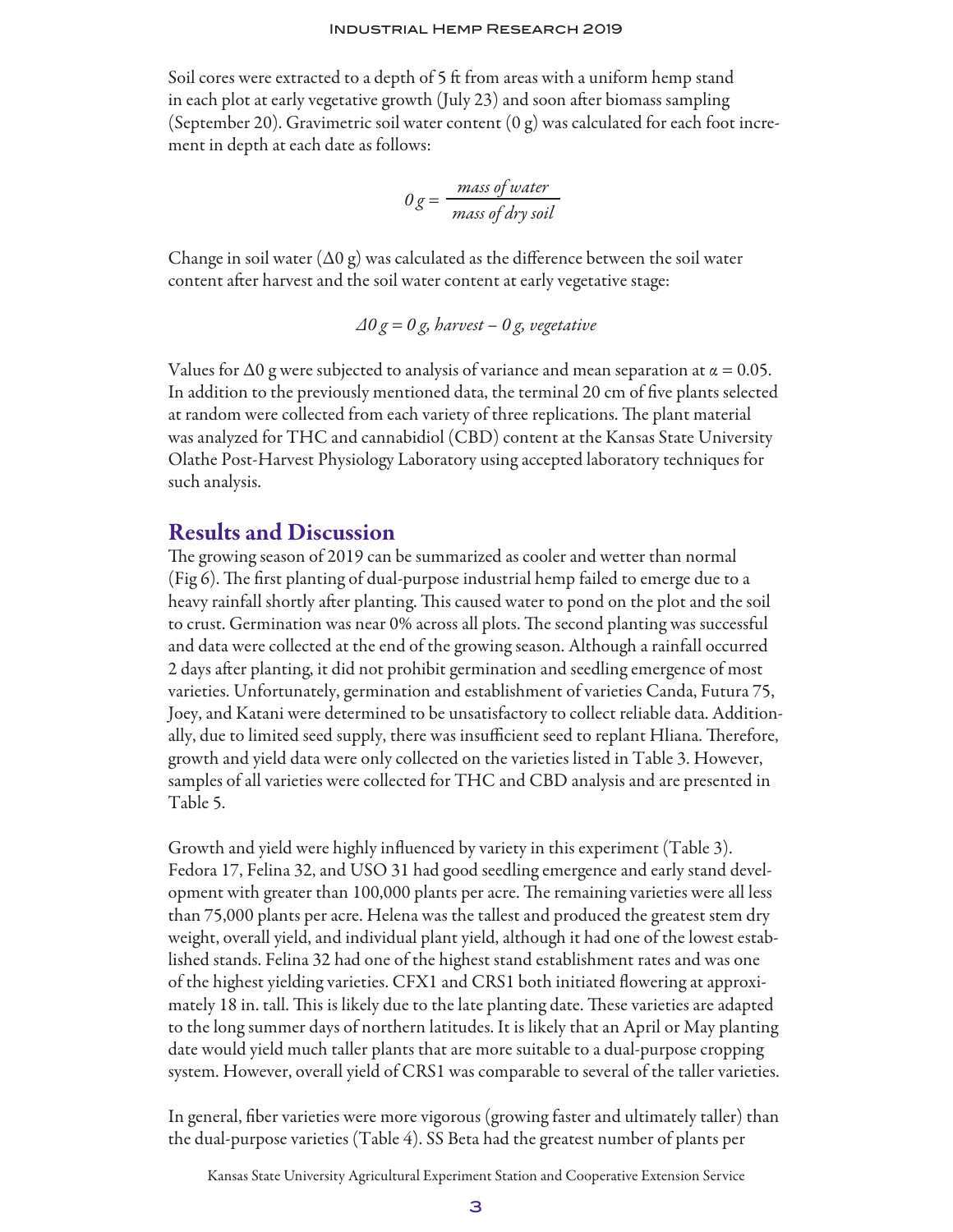Soil cores were extracted to a depth of 5 ft from areas with a uniform hemp stand in each plot at early vegetative growth (July 23) and soon after biomass sampling (September 20). Gravimetric soil water content (0 g) was calculated for each foot increment in depth at each date as follows:

$$0\,g = \frac{mass\ of\ water}{mass\ of\ dry\ soil}$$

Change in soil water ($\Delta$0 g) was calculated as the difference between the soil water content after harvest and the soil water content at early vegetative stage:

$$\Delta 0\,g = 0\,g,\ harvest - 0\,g,\ vegetative$$

Values for $\Delta$0 g were subjected to analysis of variance and mean separation at $\alpha = 0.05$. In addition to the previously mentioned data, the terminal 20 cm of five plants selected at random were collected from each variety of three replications. The plant material was analyzed for THC and cannabidiol (CBD) content at the Kansas State University Olathe Post-Harvest Physiology Laboratory using accepted laboratory techniques for such analysis.

## Results and Discussion

The growing season of 2019 can be summarized as cooler and wetter than normal (Fig 6). The first planting of dual-purpose industrial hemp failed to emerge due to a heavy rainfall shortly after planting. This caused water to pond on the plot and the soil to crust. Germination was near 0% across all plots. The second planting was successful and data were collected at the end of the growing season. Although a rainfall occurred 2 days after planting, it did not prohibit germination and seedling emergence of most varieties. Unfortunately, germination and establishment of varieties Canda, Futura 75, Joey, and Katani were determined to be unsatisfactory to collect reliable data. Additionally, due to limited seed supply, there was insufficient seed to replant Hliana. Therefore, growth and yield data were only collected on the varieties listed in Table 3. However, samples of all varieties were collected for THC and CBD analysis and are presented in Table 5.

Growth and yield were highly influenced by variety in this experiment (Table 3). Fedora 17, Felina 32, and USO 31 had good seedling emergence and early stand development with greater than 100,000 plants per acre. The remaining varieties were all less than 75,000 plants per acre. Helena was the tallest and produced the greatest stem dry weight, overall yield, and individual plant yield, although it had one of the lowest established stands. Felina 32 had one of the highest stand establishment rates and was one of the highest yielding varieties. CFX1 and CRS1 both initiated flowering at approximately 18 in. tall. This is likely due to the late planting date. These varieties are adapted to the long summer days of northern latitudes. It is likely that an April or May planting date would yield much taller plants that are more suitable to a dual-purpose cropping system. However, overall yield of CRS1 was comparable to several of the taller varieties.

In general, fiber varieties were more vigorous (growing faster and ultimately taller) than the dual-purpose varieties (Table 4). SS Beta had the greatest number of plants per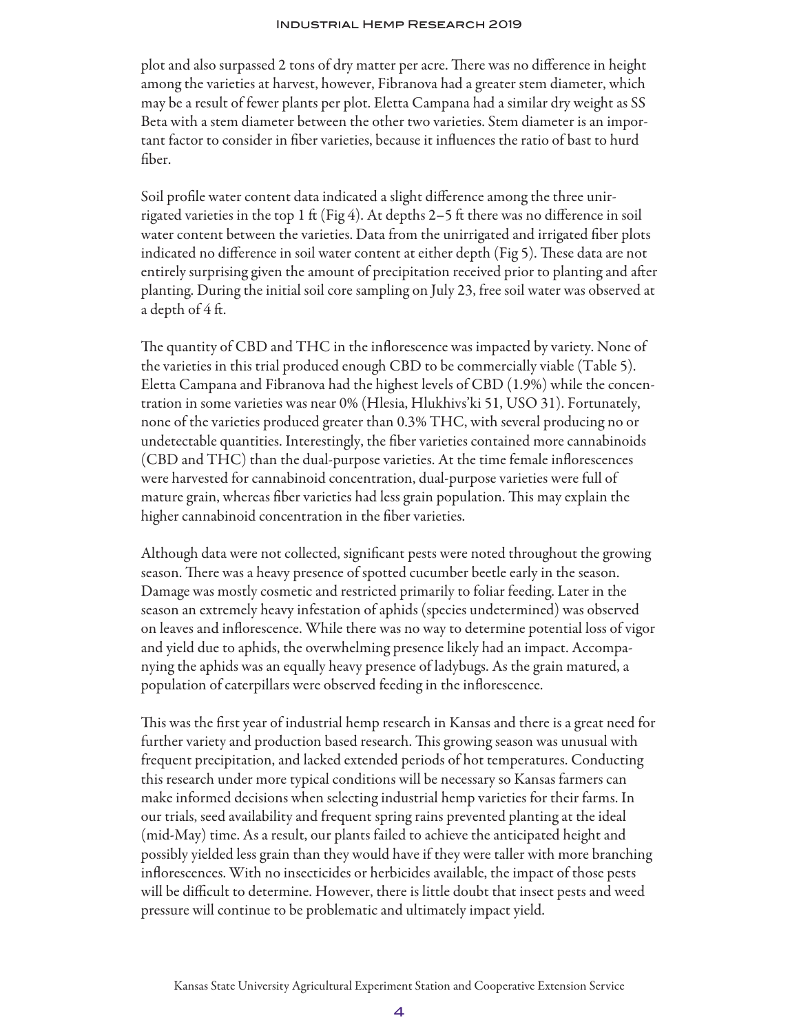plot and also surpassed 2 tons of dry matter per acre. There was no difference in height among the varieties at harvest, however, Fibranova had a greater stem diameter, which may be a result of fewer plants per plot. Eletta Campana had a similar dry weight as SS Beta with a stem diameter between the other two varieties. Stem diameter is an important factor to consider in fiber varieties, because it influences the ratio of bast to hurd fiber.

Soil profile water content data indicated a slight difference among the three unirrigated varieties in the top 1 ft (Fig 4). At depths 2–5 ft there was no difference in soil water content between the varieties. Data from the unirrigated and irrigated fiber plots indicated no difference in soil water content at either depth (Fig 5). These data are not entirely surprising given the amount of precipitation received prior to planting and after planting. During the initial soil core sampling on July 23, free soil water was observed at a depth of 4 ft.

The quantity of CBD and THC in the inflorescence was impacted by variety. None of the varieties in this trial produced enough CBD to be commercially viable (Table 5). Eletta Campana and Fibranova had the highest levels of CBD (1.9%) while the concentration in some varieties was near 0% (Hlesia, Hlukhivs'ki 51, USO 31). Fortunately, none of the varieties produced greater than 0.3% THC, with several producing no or undetectable quantities. Interestingly, the fiber varieties contained more cannabinoids (CBD and THC) than the dual-purpose varieties. At the time female inflorescences were harvested for cannabinoid concentration, dual-purpose varieties were full of mature grain, whereas fiber varieties had less grain population. This may explain the higher cannabinoid concentration in the fiber varieties.

Although data were not collected, significant pests were noted throughout the growing season. There was a heavy presence of spotted cucumber beetle early in the season. Damage was mostly cosmetic and restricted primarily to foliar feeding. Later in the season an extremely heavy infestation of aphids (species undetermined) was observed on leaves and inflorescence. While there was no way to determine potential loss of vigor and yield due to aphids, the overwhelming presence likely had an impact. Accompanying the aphids was an equally heavy presence of ladybugs. As the grain matured, a population of caterpillars were observed feeding in the inflorescence.

This was the first year of industrial hemp research in Kansas and there is a great need for further variety and production based research. This growing season was unusual with frequent precipitation, and lacked extended periods of hot temperatures. Conducting this research under more typical conditions will be necessary so Kansas farmers can make informed decisions when selecting industrial hemp varieties for their farms. In our trials, seed availability and frequent spring rains prevented planting at the ideal (mid-May) time. As a result, our plants failed to achieve the anticipated height and possibly yielded less grain than they would have if they were taller with more branching inflorescences. With no insecticides or herbicides available, the impact of those pests will be difficult to determine. However, there is little doubt that insect pests and weed pressure will continue to be problematic and ultimately impact yield.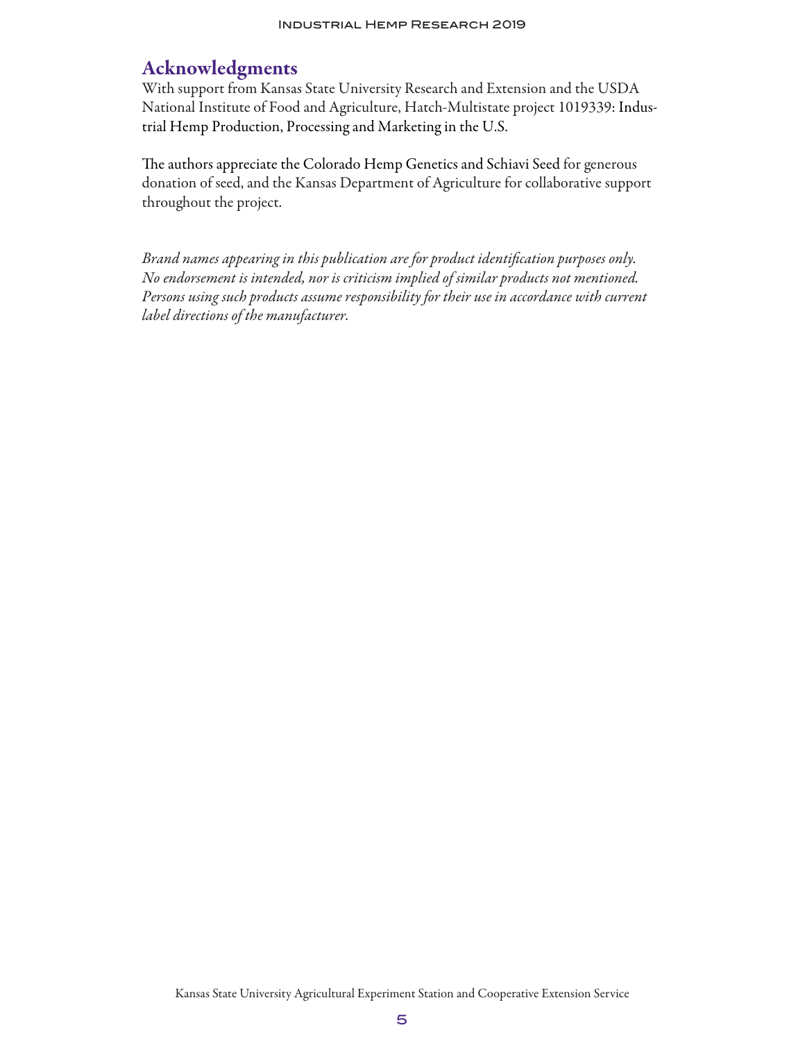## Acknowledgments

With support from Kansas State University Research and Extension and the USDA National Institute of Food and Agriculture, Hatch-Multistate project 1019339: Industrial Hemp Production, Processing and Marketing in the U.S.

The authors appreciate the Colorado Hemp Genetics and Schiavi Seed for generous donation of seed, and the Kansas Department of Agriculture for collaborative support throughout the project.

*Brand names appearing in this publication are for product identification purposes only. No endorsement is intended, nor is criticism implied of similar products not mentioned. Persons using such products assume responsibility for their use in accordance with current label directions of the manufacturer.*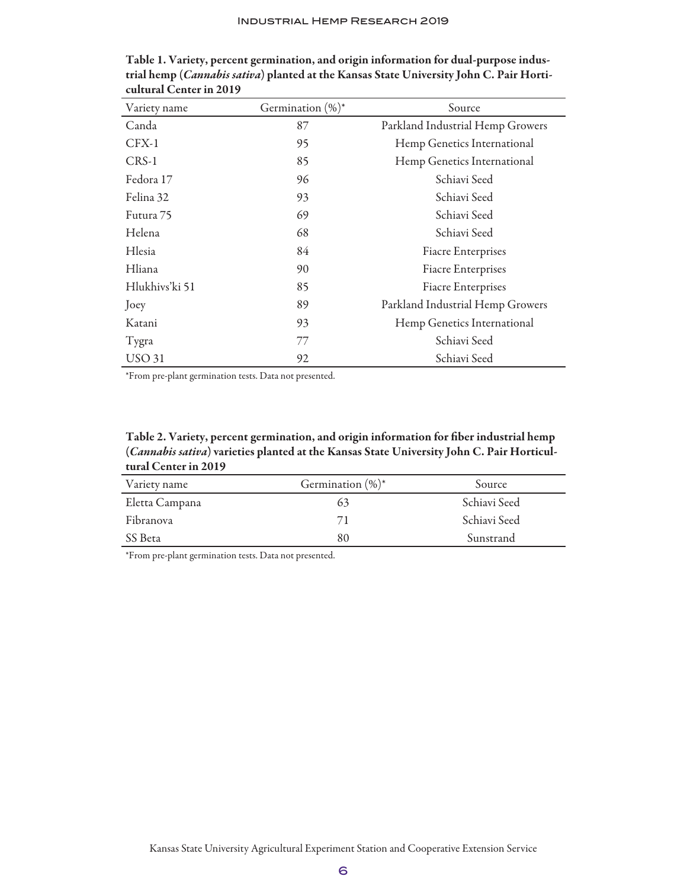**Table 1. Variety, percent germination, and origin information for dual-purpose industrial hemp (*Cannabis sativa*) planted at the Kansas State University John C. Pair Horticultural Center in 2019**

| Variety name | Germination (%)* | Source |
|---|---|---|
| Canda | 87 | Parkland Industrial Hemp Growers |
| CFX-1 | 95 | Hemp Genetics International |
| CRS-1 | 85 | Hemp Genetics International |
| Fedora 17 | 96 | Schiavi Seed |
| Felina 32 | 93 | Schiavi Seed |
| Futura 75 | 69 | Schiavi Seed |
| Helena | 68 | Schiavi Seed |
| Hlesia | 84 | Fiacre Enterprises |
| Hliana | 90 | Fiacre Enterprises |
| Hlukhivs'ki 51 | 85 | Fiacre Enterprises |
| Joey | 89 | Parkland Industrial Hemp Growers |
| Katani | 93 | Hemp Genetics International |
| Tygra | 77 | Schiavi Seed |
| USO 31 | 92 | Schiavi Seed |

*From pre-plant germination tests. Data not presented.

**Table 2. Variety, percent germination, and origin information for fiber industrial hemp (*Cannabis sativa*) varieties planted at the Kansas State University John C. Pair Horticultural Center in 2019**

| Variety name | Germination (%)* | Source |
|---|---|---|
| Eletta Campana | 63 | Schiavi Seed |
| Fibranova | 71 | Schiavi Seed |
| SS Beta | 80 | Sunstrand |

*From pre-plant germination tests. Data not presented.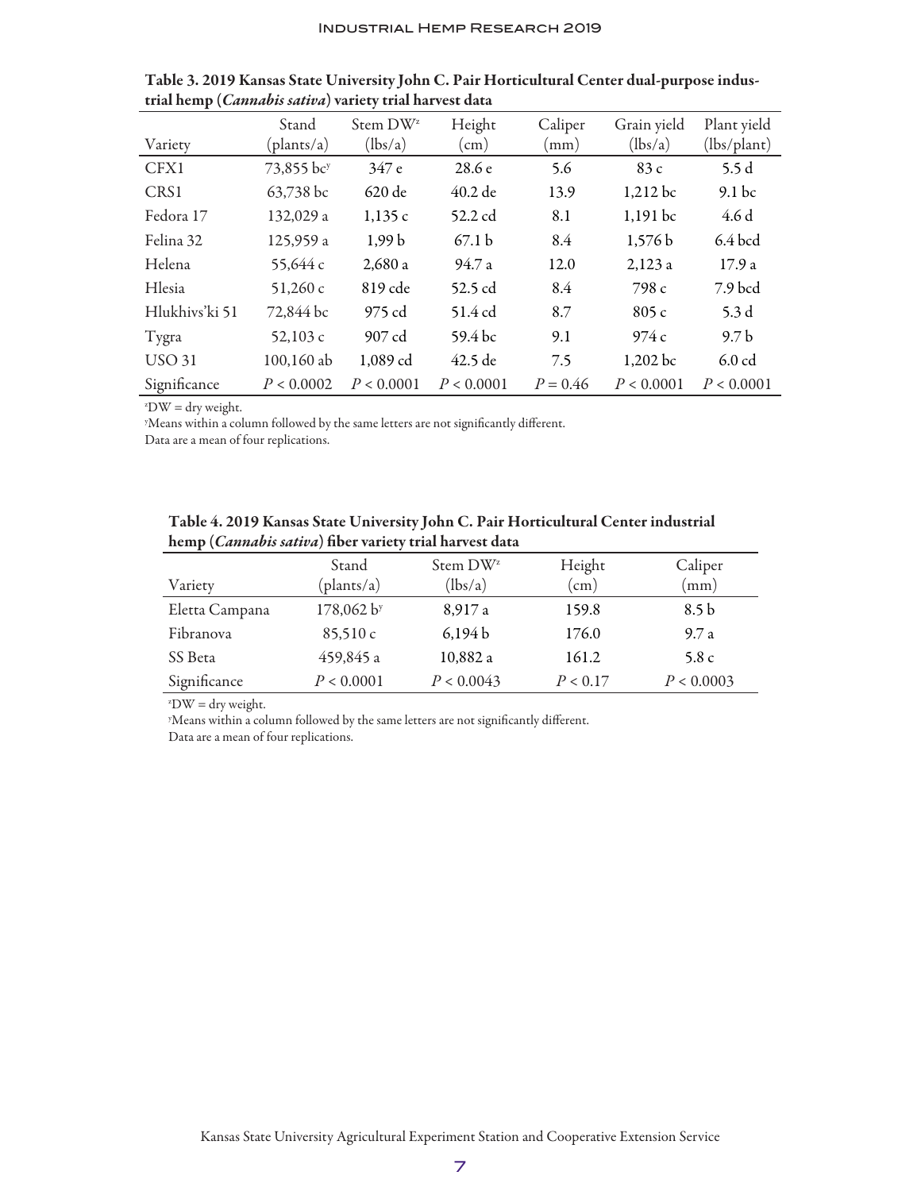**Table 3. 2019 Kansas State University John C. Pair Horticultural Center dual-purpose industrial hemp (*Cannabis sativa*) variety trial harvest data**

| Variety | Stand (plants/a) | Stem DW[z] (lbs/a) | Height (cm) | Caliper (mm) | Grain yield (lbs/a) | Plant yield (lbs/plant) |
|---|---|---|---|---|---|---|
| CFX1 | 73,855 bc[y] | 347 e | 28.6 e | 5.6 | 83 c | 5.5 d |
| CRS1 | 63,738 bc | 620 de | 40.2 de | 13.9 | 1,212 bc | 9.1 bc |
| Fedora 17 | 132,029 a | 1,135 c | 52.2 cd | 8.1 | 1,191 bc | 4.6 d |
| Felina 32 | 125,959 a | 1,99 b | 67.1 b | 8.4 | 1,576 b | 6.4 bcd |
| Helena | 55,644 c | 2,680 a | 94.7 a | 12.0 | 2,123 a | 17.9 a |
| Hlesia | 51,260 c | 819 cde | 52.5 cd | 8.4 | 798 c | 7.9 bcd |
| Hlukhivs'ki 51 | 72,844 bc | 975 cd | 51.4 cd | 8.7 | 805 c | 5.3 d |
| Tygra | 52,103 c | 907 cd | 59.4 bc | 9.1 | 974 c | 9.7 b |
| USO 31 | 100,160 ab | 1,089 cd | 42.5 de | 7.5 | 1,202 bc | 6.0 cd |
| Significance | $P < 0.0002$ | $P < 0.0001$ | $P < 0.0001$ | $P = 0.46$ | $P < 0.0001$ | $P < 0.0001$ |

[z]DW = dry weight.

[y]Means within a column followed by the same letters are not significantly different.

Data are a mean of four replications.

**Table 4. 2019 Kansas State University John C. Pair Horticultural Center industrial hemp (*Cannabis sativa*) fiber variety trial harvest data**

| Variety | Stand (plants/a) | Stem DW[z] (lbs/a) | Height (cm) | Caliper (mm) |
|---|---|---|---|---|
| Eletta Campana | 178,062 b[y] | 8,917 a | 159.8 | 8.5 b |
| Fibranova | 85,510 c | 6,194 b | 176.0 | 9.7 a |
| SS Beta | 459,845 a | 10,882 a | 161.2 | 5.8 c |
| Significance | $P < 0.0001$ | $P < 0.0043$ | $P < 0.17$ | $P < 0.0003$ |

[z]DW = dry weight.

[y]Means within a column followed by the same letters are not significantly different.

Data are a mean of four replications.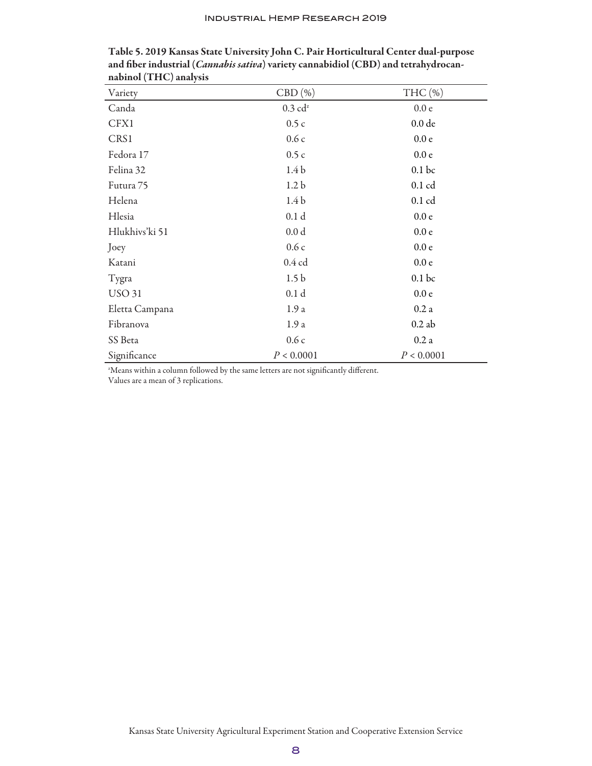**Table 5. 2019 Kansas State University John C. Pair Horticultural Center dual-purpose and fiber industrial (*Cannabis sativa*) variety cannabidiol (CBD) and tetrahydrocannabinol (THC) analysis**

| Variety | CBD (%) | THC (%) |
|---|---|---|
| Canda | 0.3 cd[z] | 0.0 e |
| CFX1 | 0.5 c | 0.0 de |
| CRS1 | 0.6 c | 0.0 e |
| Fedora 17 | 0.5 c | 0.0 e |
| Felina 32 | 1.4 b | 0.1 bc |
| Futura 75 | 1.2 b | 0.1 cd |
| Helena | 1.4 b | 0.1 cd |
| Hlesia | 0.1 d | 0.0 e |
| Hlukhivs'ki 51 | 0.0 d | 0.0 e |
| Joey | 0.6 c | 0.0 e |
| Katani | 0.4 cd | 0.0 e |
| Tygra | 1.5 b | 0.1 bc |
| USO 31 | 0.1 d | 0.0 e |
| Eletta Campana | 1.9 a | 0.2 a |
| Fibranova | 1.9 a | 0.2 ab |
| SS Beta | 0.6 c | 0.2 a |
| Significance | $P < 0.0001$ | $P < 0.0001$ |

[z]Means within a column followed by the same letters are not significantly different.
Values are a mean of 3 replications.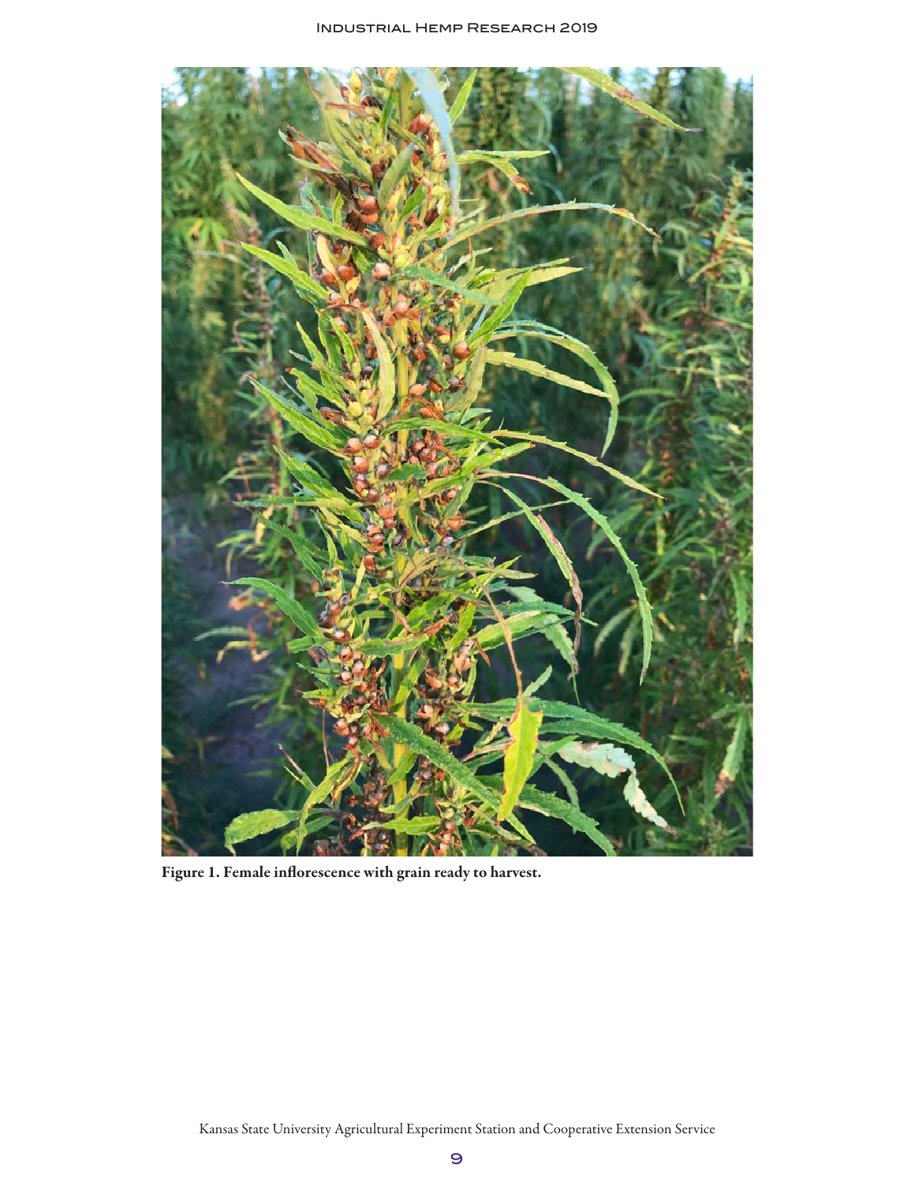Figure 1. Female inflorescence with grain ready to harvest.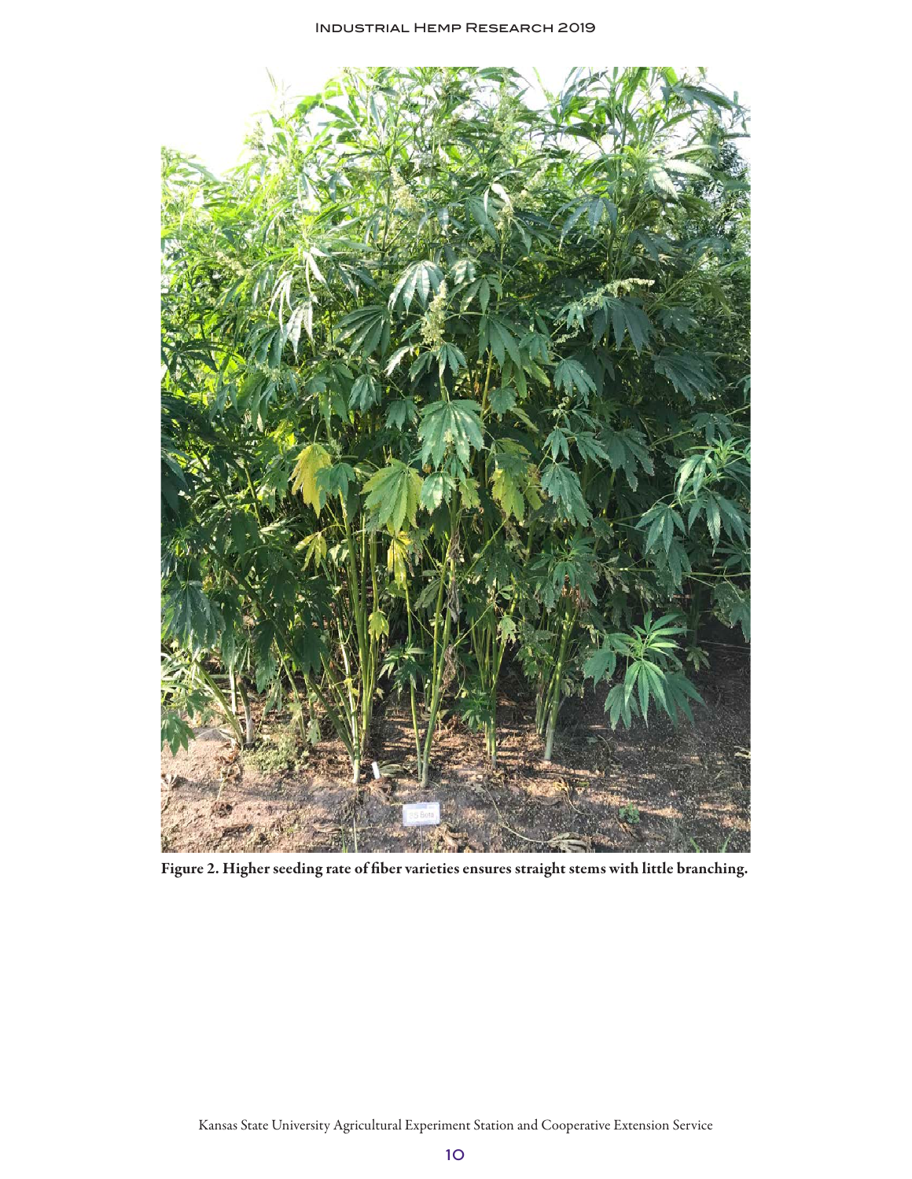**Figure 2. Higher seeding rate of fiber varieties ensures straight stems with little branching.**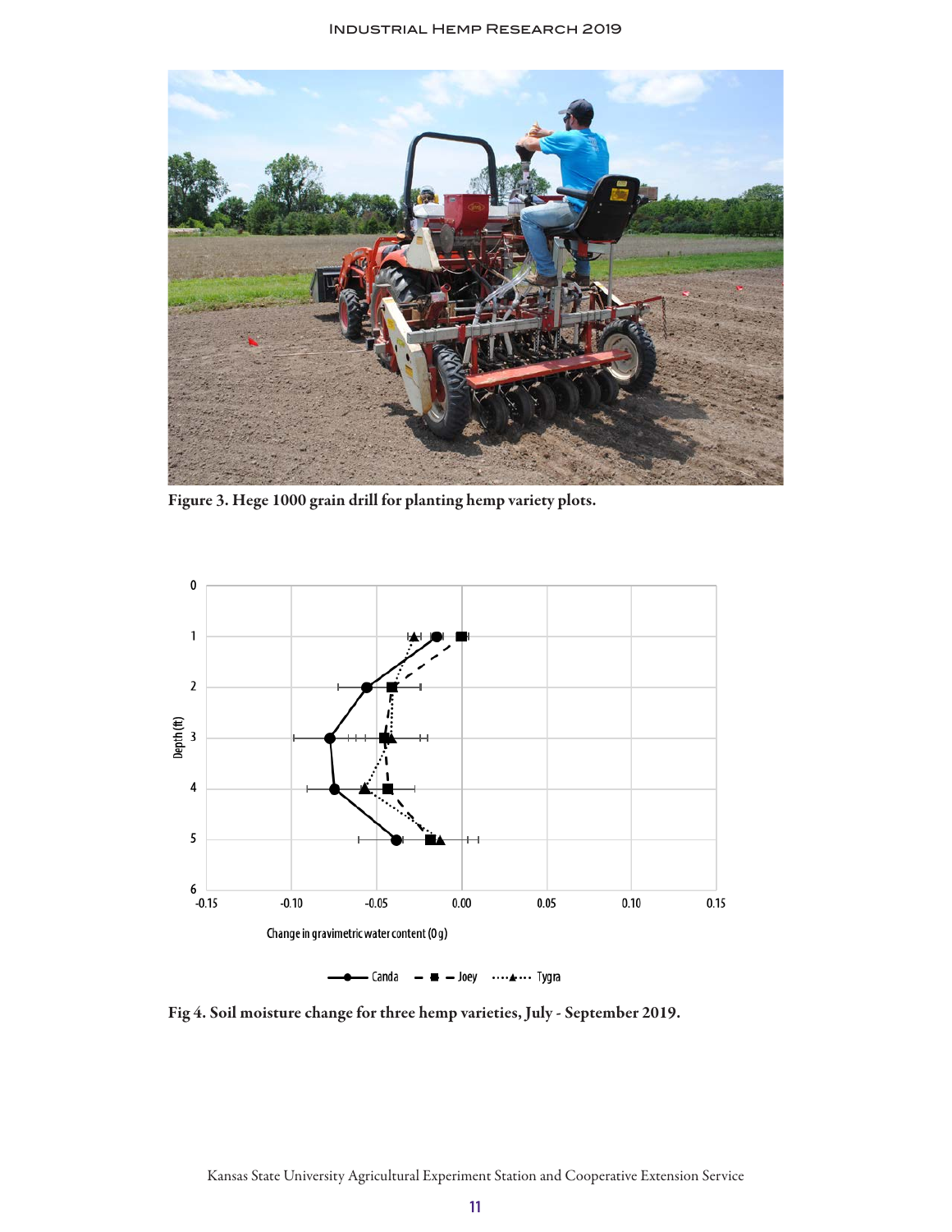Figure 3. Hege 1000 grain drill for planting hemp variety plots.

0
1
2
3
4
5
6
Depth (ft)
-0.15
-0.10
-0.05
0.00
0.05
0.10
0.15
Change in gravimetric water content (0 g)
Canda
Joey
Tygra

Fig 4. Soil moisture change for three hemp varieties, July - September 2019.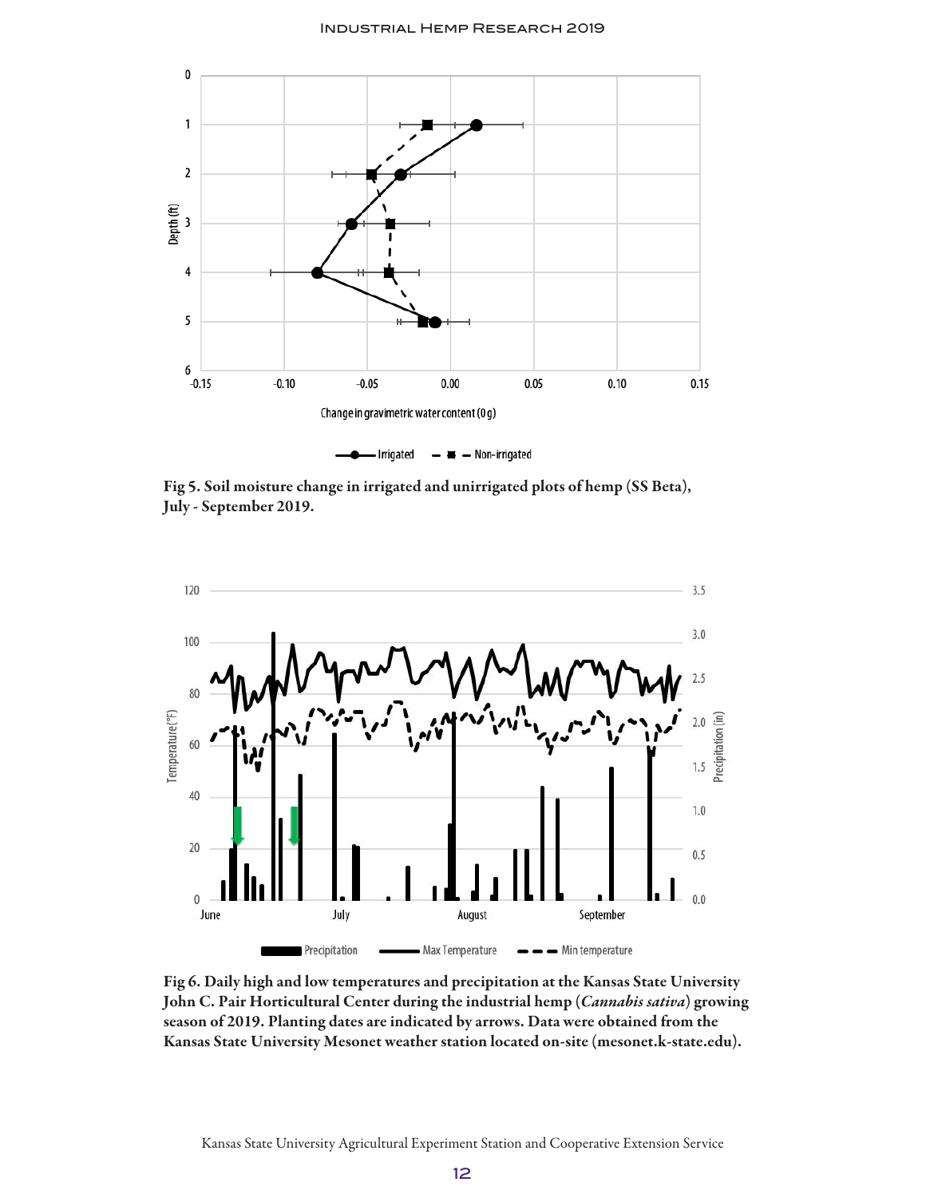0

1

2

3

4

5

6

Depth (ft)

-0.15 -0.10 -0.05 0.00 0.05 0.10 0.15

Change in gravimetric water content (θg)

Irrigated Non-irrigated

**Fig 5. Soil moisture change in irrigated and unirrigated plots of hemp (SS Beta), July - September 2019.**

120 100 80 60 40 20 0

Temperature (°F)

3.5 3.0 2.5 2.0 1.5 1.0 0.5 0.0

Precipitation (in)

June July August September

Precipitation Max Temperature Min temperature

**Fig 6. Daily high and low temperatures and precipitation at the Kansas State University John C. Pair Horticultural Center during the industrial hemp (*Cannabis sativa*) growing season of 2019. Planting dates are indicated by arrows. Data were obtained from the Kansas State University Mesonet weather station located on-site (mesonet.k-state.edu).**